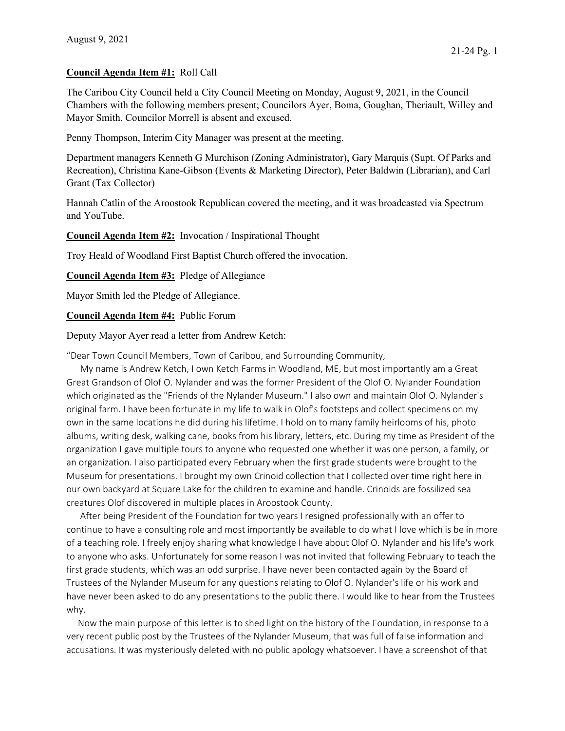August 9, 2021

**Council Agenda Item #1:** Roll Call

The Caribou City Council held a City Council Meeting on Monday, August 9, 2021, in the Council Chambers with the following members present; Councilors Ayer, Boma, Goughan, Theriault, Willey and Mayor Smith. Councilor Morrell is absent and excused.

Penny Thompson, Interim City Manager was present at the meeting.

Department managers Kenneth G Murchison (Zoning Administrator), Gary Marquis (Supt. Of Parks and Recreation), Christina Kane-Gibson (Events & Marketing Director), Peter Baldwin (Librarian), and Carl Grant (Tax Collector)

Hannah Catlin of the Aroostook Republican covered the meeting, and it was broadcasted via Spectrum and YouTube.

**Council Agenda Item #2:** Invocation / Inspirational Thought

Troy Heald of Woodland First Baptist Church offered the invocation.

**Council Agenda Item #3:** Pledge of Allegiance

Mayor Smith led the Pledge of Allegiance.

**Council Agenda Item #4:** Public Forum

Deputy Mayor Ayer read a letter from Andrew Ketch:

"Dear Town Council Members, Town of Caribou, and Surrounding Community,

My name is Andrew Ketch, I own Ketch Farms in Woodland, ME, but most importantly am a Great Great Grandson of Olof O. Nylander and was the former President of the Olof O. Nylander Foundation which originated as the "Friends of the Nylander Museum." I also own and maintain Olof O. Nylander's original farm. I have been fortunate in my life to walk in Olof's footsteps and collect specimens on my own in the same locations he did during his lifetime. I hold on to many family heirlooms of his, photo albums, writing desk, walking cane, books from his library, letters, etc. During my time as President of the organization I gave multiple tours to anyone who requested one whether it was one person, a family, or an organization. I also participated every February when the first grade students were brought to the Museum for presentations. I brought my own Crinoid collection that I collected over time right here in our own backyard at Square Lake for the children to examine and handle. Crinoids are fossilized sea creatures Olof discovered in multiple places in Aroostook County.

After being President of the Foundation for two years I resigned professionally with an offer to continue to have a consulting role and most importantly be available to do what I love which is be in more of a teaching role. I freely enjoy sharing what knowledge I have about Olof O. Nylander and his life's work to anyone who asks. Unfortunately for some reason I was not invited that following February to teach the first grade students, which was an odd surprise. I have never been contacted again by the Board of Trustees of the Nylander Museum for any questions relating to Olof O. Nylander's life or his work and have never been asked to do any presentations to the public there. I would like to hear from the Trustees why.

Now the main purpose of this letter is to shed light on the history of the Foundation, in response to a very recent public post by the Trustees of the Nylander Museum, that was full of false information and accusations. It was mysteriously deleted with no public apology whatsoever. I have a screenshot of that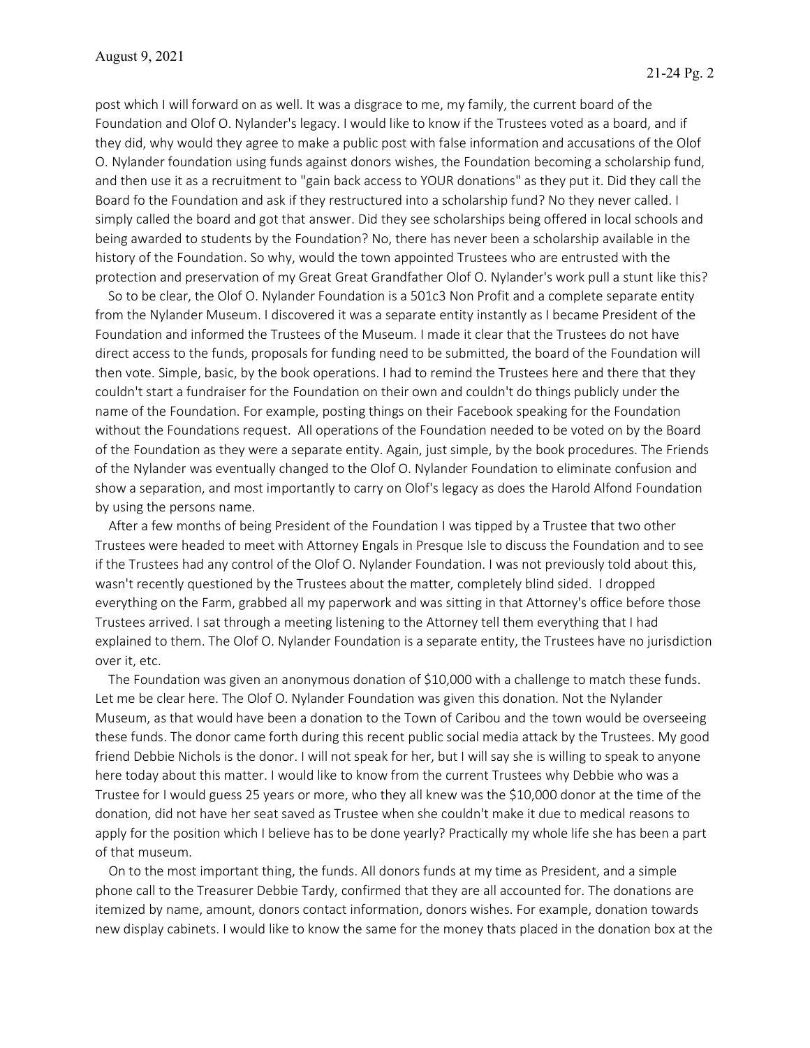post which I will forward on as well. It was a disgrace to me, my family, the current board of the Foundation and Olof O. Nylander's legacy. I would like to know if the Trustees voted as a board, and if they did, why would they agree to make a public post with false information and accusations of the Olof O. Nylander foundation using funds against donors wishes, the Foundation becoming a scholarship fund, and then use it as a recruitment to "gain back access to YOUR donations" as they put it. Did they call the Board fo the Foundation and ask if they restructured into a scholarship fund? No they never called. I simply called the board and got that answer. Did they see scholarships being offered in local schools and being awarded to students by the Foundation? No, there has never been a scholarship available in the history of the Foundation. So why, would the town appointed Trustees who are entrusted with the protection and preservation of my Great Great Grandfather Olof O. Nylander's work pull a stunt like this?

So to be clear, the Olof O. Nylander Foundation is a 501c3 Non Profit and a complete separate entity from the Nylander Museum. I discovered it was a separate entity instantly as I became President of the Foundation and informed the Trustees of the Museum. I made it clear that the Trustees do not have direct access to the funds, proposals for funding need to be submitted, the board of the Foundation will then vote. Simple, basic, by the book operations. I had to remind the Trustees here and there that they couldn't start a fundraiser for the Foundation on their own and couldn't do things publicly under the name of the Foundation. For example, posting things on their Facebook speaking for the Foundation without the Foundations request. All operations of the Foundation needed to be voted on by the Board of the Foundation as they were a separate entity. Again, just simple, by the book procedures. The Friends of the Nylander was eventually changed to the Olof O. Nylander Foundation to eliminate confusion and show a separation, and most importantly to carry on Olof's legacy as does the Harold Alfond Foundation by using the persons name.

After a few months of being President of the Foundation I was tipped by a Trustee that two other Trustees were headed to meet with Attorney Engals in Presque Isle to discuss the Foundation and to see if the Trustees had any control of the Olof O. Nylander Foundation. I was not previously told about this, wasn't recently questioned by the Trustees about the matter, completely blind sided. I dropped everything on the Farm, grabbed all my paperwork and was sitting in that Attorney's office before those Trustees arrived. I sat through a meeting listening to the Attorney tell them everything that I had explained to them. The Olof O. Nylander Foundation is a separate entity, the Trustees have no jurisdiction over it, etc.

The Foundation was given an anonymous donation of $10,000 with a challenge to match these funds. Let me be clear here. The Olof O. Nylander Foundation was given this donation. Not the Nylander Museum, as that would have been a donation to the Town of Caribou and the town would be overseeing these funds. The donor came forth during this recent public social media attack by the Trustees. My good friend Debbie Nichols is the donor. I will not speak for her, but I will say she is willing to speak to anyone here today about this matter. I would like to know from the current Trustees why Debbie who was a Trustee for I would guess 25 years or more, who they all knew was the $10,000 donor at the time of the donation, did not have her seat saved as Trustee when she couldn't make it due to medical reasons to apply for the position which I believe has to be done yearly? Practically my whole life she has been a part of that museum.

On to the most important thing, the funds. All donors funds at my time as President, and a simple phone call to the Treasurer Debbie Tardy, confirmed that they are all accounted for. The donations are itemized by name, amount, donors contact information, donors wishes. For example, donation towards new display cabinets. I would like to know the same for the money thats placed in the donation box at the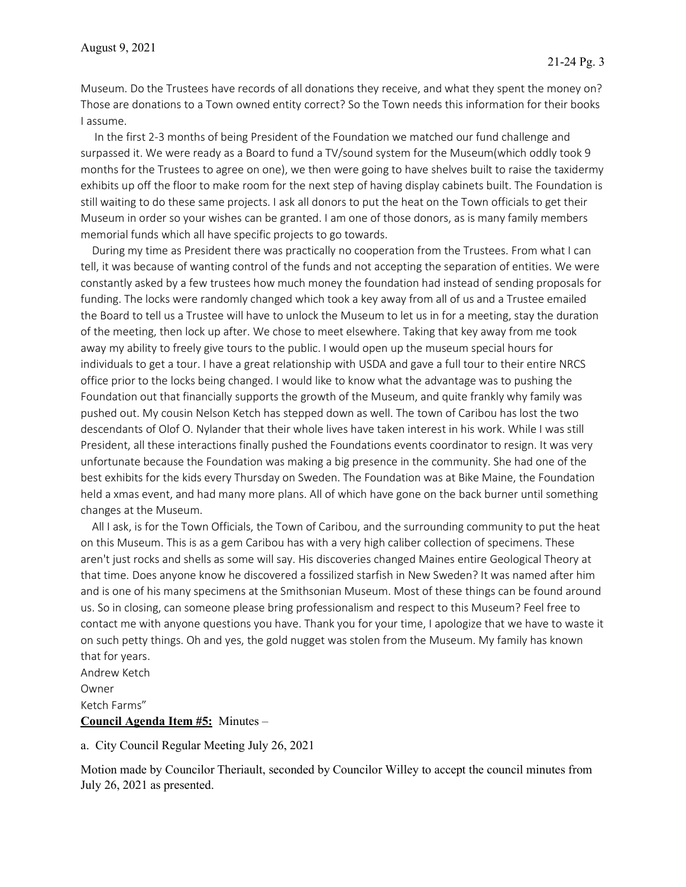Museum. Do the Trustees have records of all donations they receive, and what they spent the money on? Those are donations to a Town owned entity correct? So the Town needs this information for their books I assume.

In the first 2-3 months of being President of the Foundation we matched our fund challenge and surpassed it. We were ready as a Board to fund a TV/sound system for the Museum(which oddly took 9 months for the Trustees to agree on one), we then were going to have shelves built to raise the taxidermy exhibits up off the floor to make room for the next step of having display cabinets built. The Foundation is still waiting to do these same projects. I ask all donors to put the heat on the Town officials to get their Museum in order so your wishes can be granted. I am one of those donors, as is many family members memorial funds which all have specific projects to go towards.

During my time as President there was practically no cooperation from the Trustees. From what I can tell, it was because of wanting control of the funds and not accepting the separation of entities. We were constantly asked by a few trustees how much money the foundation had instead of sending proposals for funding. The locks were randomly changed which took a key away from all of us and a Trustee emailed the Board to tell us a Trustee will have to unlock the Museum to let us in for a meeting, stay the duration of the meeting, then lock up after. We chose to meet elsewhere. Taking that key away from me took away my ability to freely give tours to the public. I would open up the museum special hours for individuals to get a tour. I have a great relationship with USDA and gave a full tour to their entire NRCS office prior to the locks being changed. I would like to know what the advantage was to pushing the Foundation out that financially supports the growth of the Museum, and quite frankly why family was pushed out. My cousin Nelson Ketch has stepped down as well. The town of Caribou has lost the two descendants of Olof O. Nylander that their whole lives have taken interest in his work. While I was still President, all these interactions finally pushed the Foundations events coordinator to resign. It was very unfortunate because the Foundation was making a big presence in the community. She had one of the best exhibits for the kids every Thursday on Sweden. The Foundation was at Bike Maine, the Foundation held a xmas event, and had many more plans. All of which have gone on the back burner until something changes at the Museum.

All I ask, is for the Town Officials, the Town of Caribou, and the surrounding community to put the heat on this Museum. This is as a gem Caribou has with a very high caliber collection of specimens. These aren't just rocks and shells as some will say. His discoveries changed Maines entire Geological Theory at that time. Does anyone know he discovered a fossilized starfish in New Sweden? It was named after him and is one of his many specimens at the Smithsonian Museum. Most of these things can be found around us. So in closing, can someone please bring professionalism and respect to this Museum? Feel free to contact me with anyone questions you have. Thank you for your time, I apologize that we have to waste it on such petty things. Oh and yes, the gold nugget was stolen from the Museum. My family has known that for years.

Andrew Ketch
Owner
Ketch Farms"

**Council Agenda Item #5:** Minutes –

a. City Council Regular Meeting July 26, 2021

Motion made by Councilor Theriault, seconded by Councilor Willey to accept the council minutes from July 26, 2021 as presented.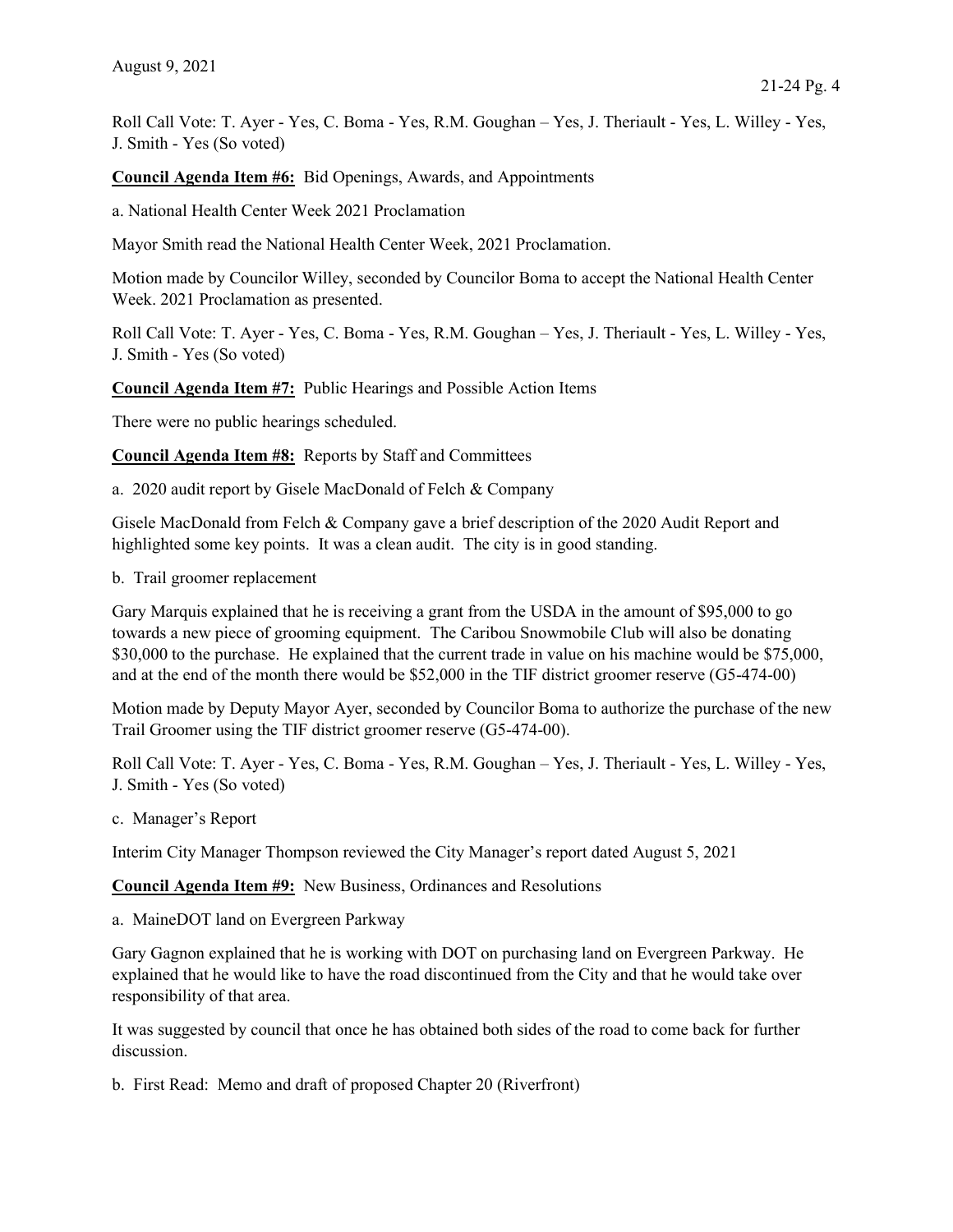Roll Call Vote: T. Ayer - Yes, C. Boma - Yes, R.M. Goughan – Yes, J. Theriault - Yes, L. Willey - Yes, J. Smith - Yes (So voted)

**Council Agenda Item #6:** Bid Openings, Awards, and Appointments

a. National Health Center Week 2021 Proclamation

Mayor Smith read the National Health Center Week, 2021 Proclamation.

Motion made by Councilor Willey, seconded by Councilor Boma to accept the National Health Center Week. 2021 Proclamation as presented.

Roll Call Vote: T. Ayer - Yes, C. Boma - Yes, R.M. Goughan – Yes, J. Theriault - Yes, L. Willey - Yes, J. Smith - Yes (So voted)

**Council Agenda Item #7:** Public Hearings and Possible Action Items

There were no public hearings scheduled.

**Council Agenda Item #8:** Reports by Staff and Committees

a. 2020 audit report by Gisele MacDonald of Felch & Company

Gisele MacDonald from Felch & Company gave a brief description of the 2020 Audit Report and highlighted some key points. It was a clean audit. The city is in good standing.

b. Trail groomer replacement

Gary Marquis explained that he is receiving a grant from the USDA in the amount of $95,000 to go towards a new piece of grooming equipment. The Caribou Snowmobile Club will also be donating $30,000 to the purchase. He explained that the current trade in value on his machine would be $75,000, and at the end of the month there would be $52,000 in the TIF district groomer reserve (G5-474-00)

Motion made by Deputy Mayor Ayer, seconded by Councilor Boma to authorize the purchase of the new Trail Groomer using the TIF district groomer reserve (G5-474-00).

Roll Call Vote: T. Ayer - Yes, C. Boma - Yes, R.M. Goughan – Yes, J. Theriault - Yes, L. Willey - Yes, J. Smith - Yes (So voted)

c. Manager's Report

Interim City Manager Thompson reviewed the City Manager's report dated August 5, 2021

**Council Agenda Item #9:** New Business, Ordinances and Resolutions

a. MaineDOT land on Evergreen Parkway

Gary Gagnon explained that he is working with DOT on purchasing land on Evergreen Parkway. He explained that he would like to have the road discontinued from the City and that he would take over responsibility of that area.

It was suggested by council that once he has obtained both sides of the road to come back for further discussion.

b. First Read: Memo and draft of proposed Chapter 20 (Riverfront)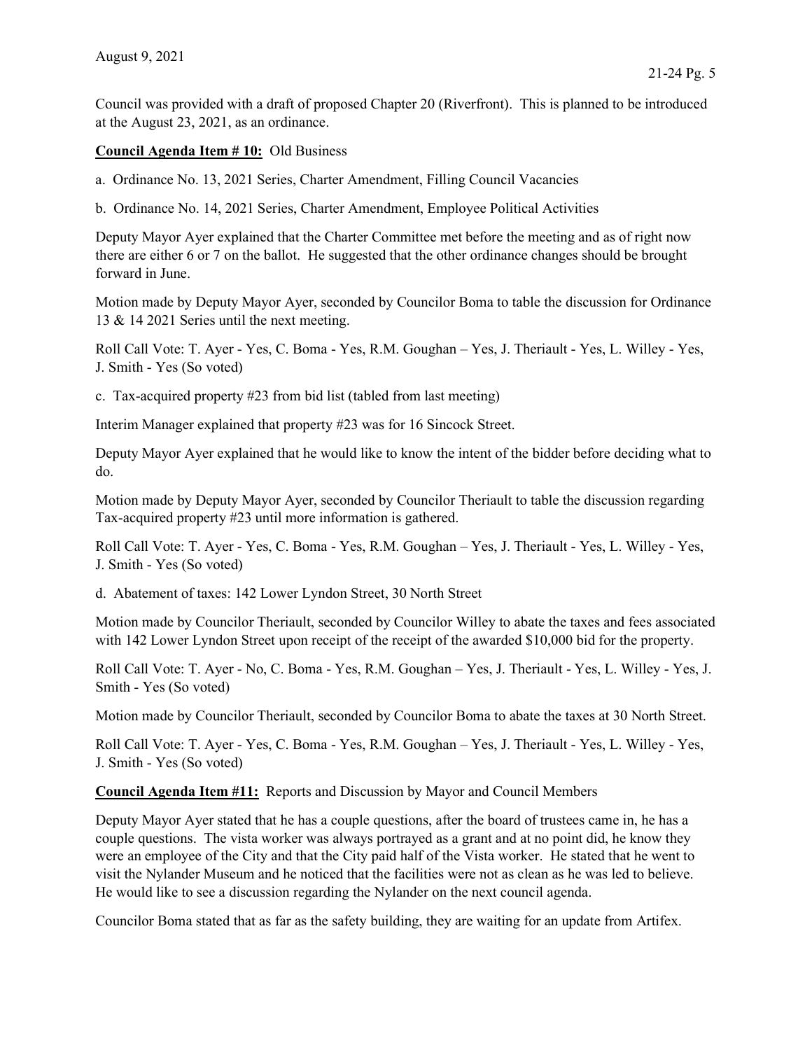Council was provided with a draft of proposed Chapter 20 (Riverfront). This is planned to be introduced at the August 23, 2021, as an ordinance.

**Council Agenda Item # 10:** Old Business

a. Ordinance No. 13, 2021 Series, Charter Amendment, Filling Council Vacancies

b. Ordinance No. 14, 2021 Series, Charter Amendment, Employee Political Activities

Deputy Mayor Ayer explained that the Charter Committee met before the meeting and as of right now there are either 6 or 7 on the ballot. He suggested that the other ordinance changes should be brought forward in June.

Motion made by Deputy Mayor Ayer, seconded by Councilor Boma to table the discussion for Ordinance 13 & 14 2021 Series until the next meeting.

Roll Call Vote: T. Ayer - Yes, C. Boma - Yes, R.M. Goughan – Yes, J. Theriault - Yes, L. Willey - Yes, J. Smith - Yes (So voted)

c. Tax-acquired property #23 from bid list (tabled from last meeting)

Interim Manager explained that property #23 was for 16 Sincock Street.

Deputy Mayor Ayer explained that he would like to know the intent of the bidder before deciding what to do.

Motion made by Deputy Mayor Ayer, seconded by Councilor Theriault to table the discussion regarding Tax-acquired property #23 until more information is gathered.

Roll Call Vote: T. Ayer - Yes, C. Boma - Yes, R.M. Goughan – Yes, J. Theriault - Yes, L. Willey - Yes, J. Smith - Yes (So voted)

d. Abatement of taxes: 142 Lower Lyndon Street, 30 North Street

Motion made by Councilor Theriault, seconded by Councilor Willey to abate the taxes and fees associated with 142 Lower Lyndon Street upon receipt of the receipt of the awarded $10,000 bid for the property.

Roll Call Vote: T. Ayer - No, C. Boma - Yes, R.M. Goughan – Yes, J. Theriault - Yes, L. Willey - Yes, J. Smith - Yes (So voted)

Motion made by Councilor Theriault, seconded by Councilor Boma to abate the taxes at 30 North Street.

Roll Call Vote: T. Ayer - Yes, C. Boma - Yes, R.M. Goughan – Yes, J. Theriault - Yes, L. Willey - Yes, J. Smith - Yes (So voted)

**Council Agenda Item #11:** Reports and Discussion by Mayor and Council Members

Deputy Mayor Ayer stated that he has a couple questions, after the board of trustees came in, he has a couple questions. The vista worker was always portrayed as a grant and at no point did, he know they were an employee of the City and that the City paid half of the Vista worker. He stated that he went to visit the Nylander Museum and he noticed that the facilities were not as clean as he was led to believe. He would like to see a discussion regarding the Nylander on the next council agenda.

Councilor Boma stated that as far as the safety building, they are waiting for an update from Artifex.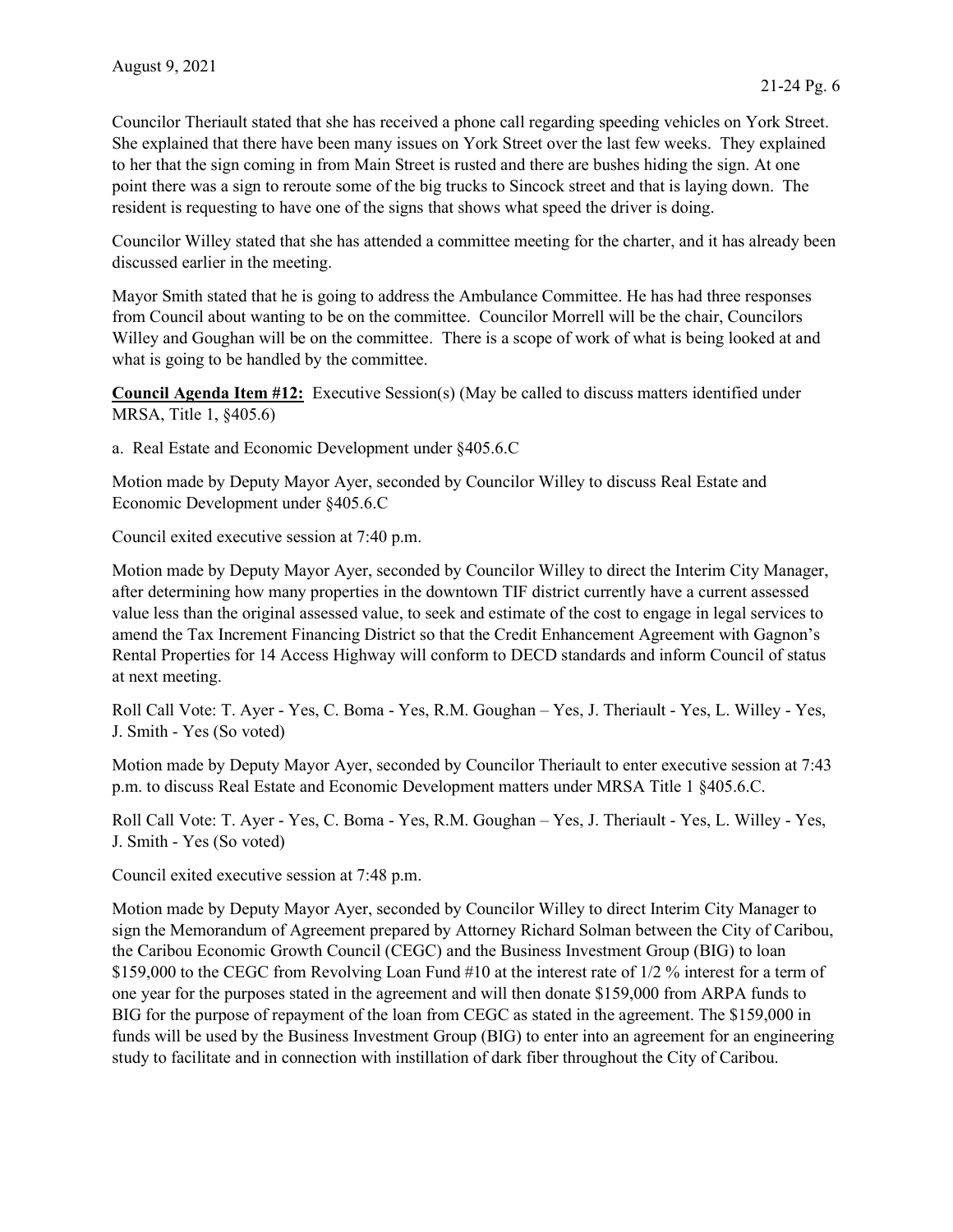Councilor Theriault stated that she has received a phone call regarding speeding vehicles on York Street. She explained that there have been many issues on York Street over the last few weeks. They explained to her that the sign coming in from Main Street is rusted and there are bushes hiding the sign. At one point there was a sign to reroute some of the big trucks to Sincock street and that is laying down. The resident is requesting to have one of the signs that shows what speed the driver is doing.

Councilor Willey stated that she has attended a committee meeting for the charter, and it has already been discussed earlier in the meeting.

Mayor Smith stated that he is going to address the Ambulance Committee. He has had three responses from Council about wanting to be on the committee. Councilor Morrell will be the chair, Councilors Willey and Goughan will be on the committee. There is a scope of work of what is being looked at and what is going to be handled by the committee.

**Council Agenda Item #12:** Executive Session(s) (May be called to discuss matters identified under MRSA, Title 1, §405.6)

a. Real Estate and Economic Development under §405.6.C

Motion made by Deputy Mayor Ayer, seconded by Councilor Willey to discuss Real Estate and Economic Development under §405.6.C

Council exited executive session at 7:40 p.m.

Motion made by Deputy Mayor Ayer, seconded by Councilor Willey to direct the Interim City Manager, after determining how many properties in the downtown TIF district currently have a current assessed value less than the original assessed value, to seek and estimate of the cost to engage in legal services to amend the Tax Increment Financing District so that the Credit Enhancement Agreement with Gagnon's Rental Properties for 14 Access Highway will conform to DECD standards and inform Council of status at next meeting.

Roll Call Vote: T. Ayer - Yes, C. Boma - Yes, R.M. Goughan – Yes, J. Theriault - Yes, L. Willey - Yes, J. Smith - Yes (So voted)

Motion made by Deputy Mayor Ayer, seconded by Councilor Theriault to enter executive session at 7:43 p.m. to discuss Real Estate and Economic Development matters under MRSA Title 1 §405.6.C.

Roll Call Vote: T. Ayer - Yes, C. Boma - Yes, R.M. Goughan – Yes, J. Theriault - Yes, L. Willey - Yes, J. Smith - Yes (So voted)

Council exited executive session at 7:48 p.m.

Motion made by Deputy Mayor Ayer, seconded by Councilor Willey to direct Interim City Manager to sign the Memorandum of Agreement prepared by Attorney Richard Solman between the City of Caribou, the Caribou Economic Growth Council (CEGC) and the Business Investment Group (BIG) to loan $159,000 to the CEGC from Revolving Loan Fund #10 at the interest rate of 1/2 % interest for a term of one year for the purposes stated in the agreement and will then donate $159,000 from ARPA funds to BIG for the purpose of repayment of the loan from CEGC as stated in the agreement. The $159,000 in funds will be used by the Business Investment Group (BIG) to enter into an agreement for an engineering study to facilitate and in connection with instillation of dark fiber throughout the City of Caribou.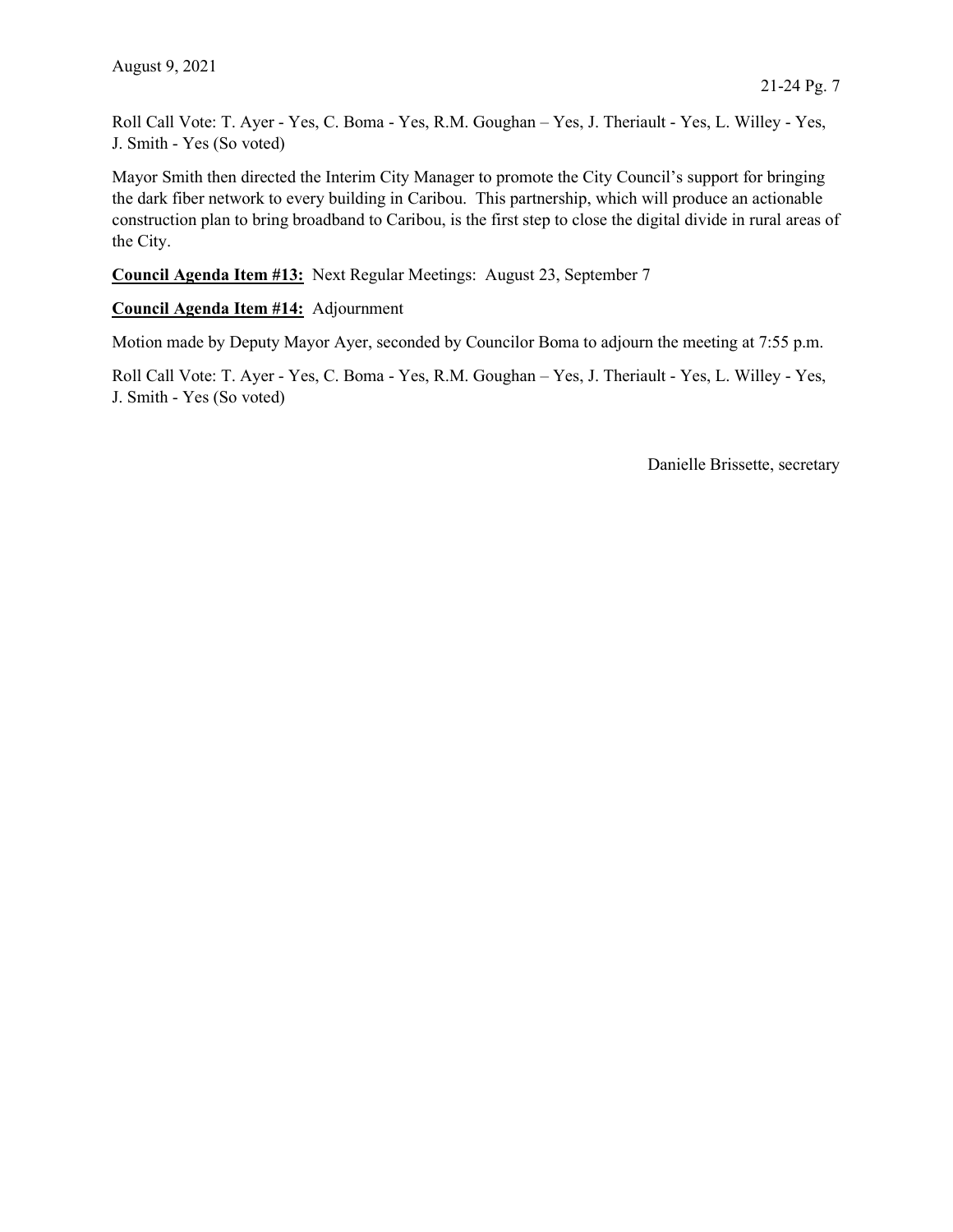Roll Call Vote: T. Ayer - Yes, C. Boma - Yes, R.M. Goughan – Yes, J. Theriault - Yes, L. Willey - Yes, J. Smith - Yes (So voted)

Mayor Smith then directed the Interim City Manager to promote the City Council's support for bringing the dark fiber network to every building in Caribou. This partnership, which will produce an actionable construction plan to bring broadband to Caribou, is the first step to close the digital divide in rural areas of the City.

**Council Agenda Item #13:** Next Regular Meetings: August 23, September 7

**Council Agenda Item #14:** Adjournment

Motion made by Deputy Mayor Ayer, seconded by Councilor Boma to adjourn the meeting at 7:55 p.m.

Roll Call Vote: T. Ayer - Yes, C. Boma - Yes, R.M. Goughan – Yes, J. Theriault - Yes, L. Willey - Yes, J. Smith - Yes (So voted)

Danielle Brissette, secretary